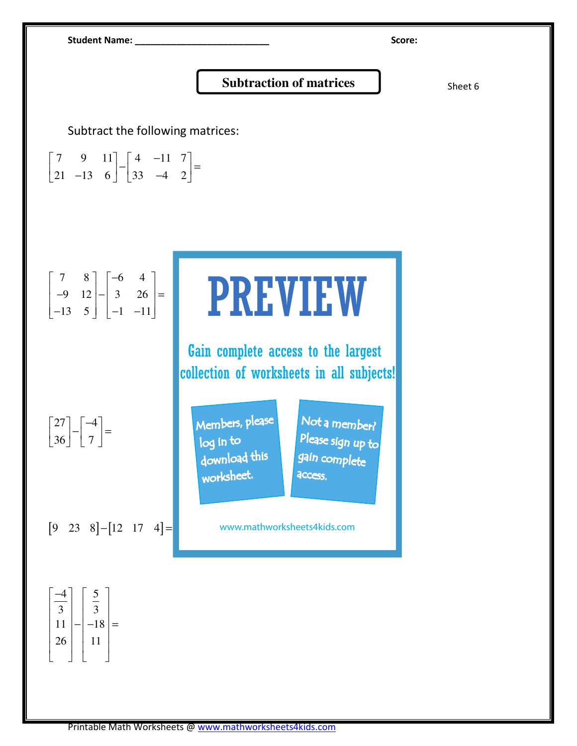Student Name: ___________________________ Score:

# Subtraction of matrices

Sheet 6

Subtract the following matrices:

$$\begin{bmatrix} 7 & 9 & 11 \\ 21 & -13 & 6 \end{bmatrix} - \begin{bmatrix} 4 & -11 & 7 \\ 33 & -4 & 2 \end{bmatrix} =$$

$$\begin{bmatrix} 7 & 8 \\ -9 & 12 \\ -13 & 5 \end{bmatrix} - \begin{bmatrix} -6 & 4 \\ 3 & 26 \\ -1 & -11 \end{bmatrix} =$$

$$\begin{bmatrix} 27 \\ 36 \end{bmatrix} - \begin{bmatrix} -4 \\ 7 \end{bmatrix} =$$

$$\begin{bmatrix} 9 & 23 & 8 \end{bmatrix} - \begin{bmatrix} 12 & 17 & 4 \end{bmatrix} =$$

$$\begin{bmatrix} \frac{-4}{3} \\ 11 \\ 26 \end{bmatrix} - \begin{bmatrix} \frac{5}{3} \\ -18 \\ 11 \end{bmatrix} =$$

PREVIEW

Gain complete access to the largest collection of worksheets in all subjects!

Members, please log in to download this worksheet.

Not a member? Please sign up to gain complete access.

www.mathworksheets4kids.com

Printable Math Worksheets @ www.mathworksheets4kids.com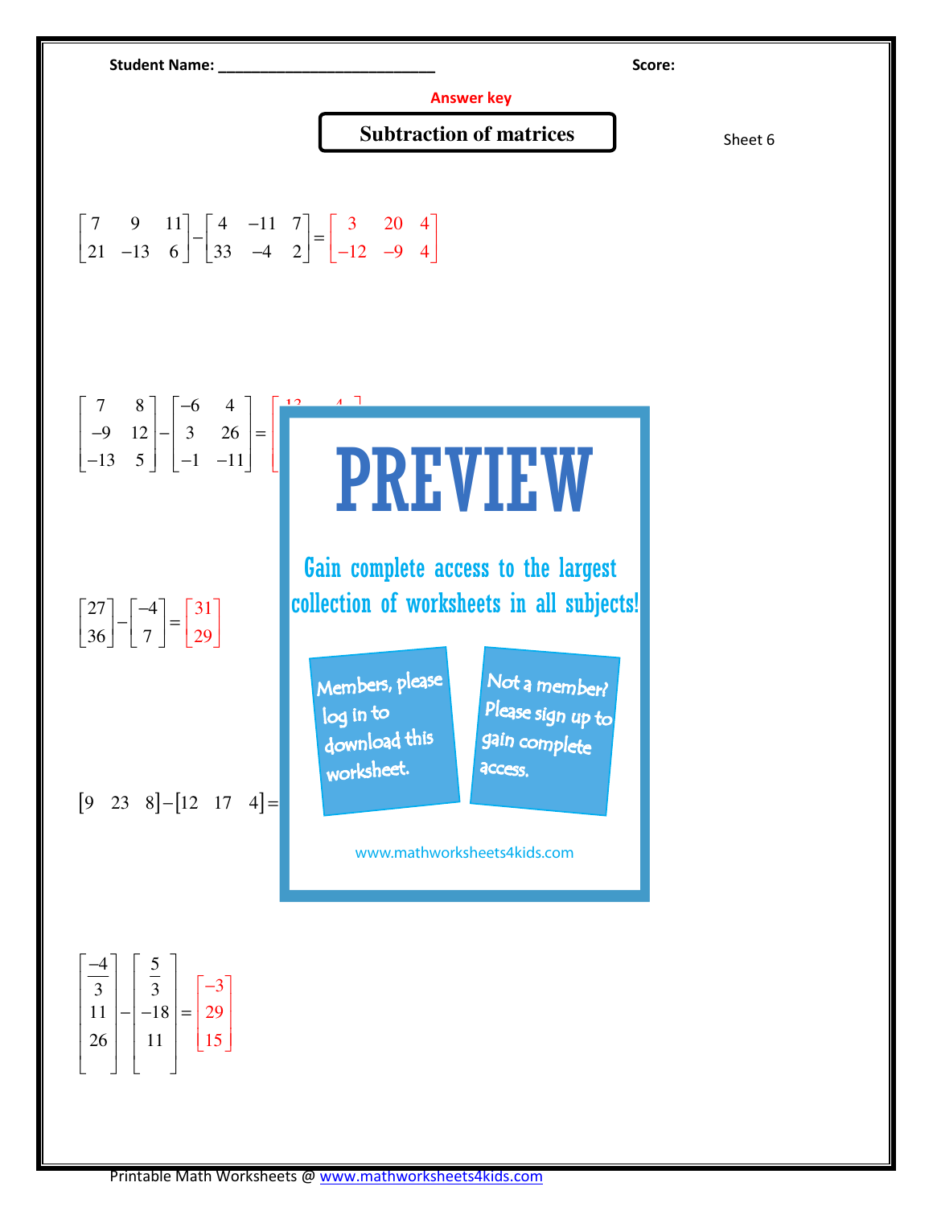Student Name: ___________________________ Score:

Answer key

# Subtraction of matrices

Sheet 6

$$\begin{bmatrix} 7 & 9 & 11 \\ 21 & -13 & 6 \end{bmatrix} - \begin{bmatrix} 4 & -11 & 7 \\ 33 & -4 & 2 \end{bmatrix} = \begin{bmatrix} 3 & 20 & 4 \\ -12 & -9 & 4 \end{bmatrix}$$

$$\begin{bmatrix} 7 & 8 \\ -9 & 12 \\ -13 & 5 \end{bmatrix} - \begin{bmatrix} -6 & 4 \\ 3 & 26 \\ -1 & -11 \end{bmatrix} =$$

$$\begin{bmatrix} 27 \\ 36 \end{bmatrix} - \begin{bmatrix} -4 \\ 7 \end{bmatrix} = \begin{bmatrix} 31 \\ 29 \end{bmatrix}$$

$$\begin{bmatrix} 9 & 23 & 8 \end{bmatrix} - \begin{bmatrix} 12 & 17 & 4 \end{bmatrix} =$$

$$\begin{bmatrix} \frac{-4}{3} \\ 11 \\ 26 \end{bmatrix} - \begin{bmatrix} \frac{5}{3} \\ -18 \\ 11 \end{bmatrix} = \begin{bmatrix} -3 \\ 29 \\ 15 \end{bmatrix}$$

PREVIEW

Gain complete access to the largest collection of worksheets in all subjects!

Members, please log in to download this worksheet.

Not a member? Please sign up to gain complete access.

www.mathworksheets4kids.com

Printable Math Worksheets @ www.mathworksheets4kids.com